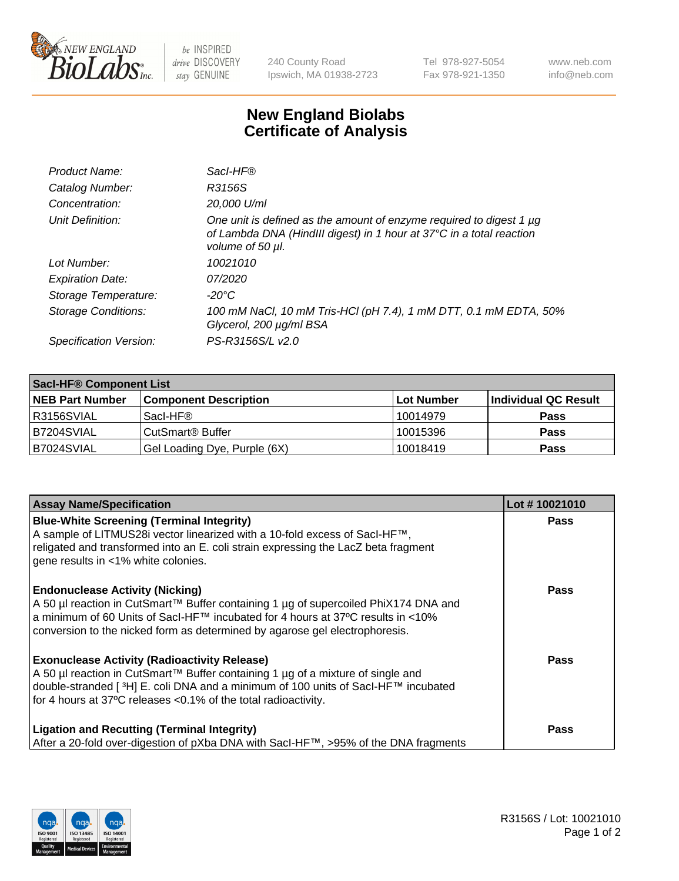New England Biolabs Inc. — be INSPIRED drive DISCOVERY stay GENUINE

240 County Road
Ipswich, MA 01938-2723

Tel 978-927-5054
Fax 978-921-1350

www.neb.com
info@neb.com

# New England Biolabs
# Certificate of Analysis

| | |
|---|---|
| *Product Name:* | *SacI-HF®* |
| *Catalog Number:* | *R3156S* |
| *Concentration:* | *20,000 U/ml* |
| *Unit Definition:* | *One unit is defined as the amount of enzyme required to digest 1 µg of Lambda DNA (HindIII digest) in 1 hour at 37°C in a total reaction volume of 50 µl.* |
| *Lot Number:* | *10021010* |
| *Expiration Date:* | *07/2020* |
| *Storage Temperature:* | *-20°C* |
| *Storage Conditions:* | *100 mM NaCl, 10 mM Tris-HCl (pH 7.4), 1 mM DTT, 0.1 mM EDTA, 50% Glycerol, 200 µg/ml BSA* |
| *Specification Version:* | *PS-R3156S/L v2.0* |

**SacI-HF® Component List**

| NEB Part Number | Component Description | Lot Number | Individual QC Result |
|---|---|---|---|
| R3156SVIAL | SacI-HF® | 10014979 | Pass |
| B7204SVIAL | CutSmart® Buffer | 10015396 | Pass |
| B7024SVIAL | Gel Loading Dye, Purple (6X) | 10018419 | Pass |

| Assay Name/Specification | Lot # 10021010 |
|---|---|
| **Blue-White Screening (Terminal Integrity)** A sample of LITMUS28i vector linearized with a 10-fold excess of SacI-HF™, religated and transformed into an E. coli strain expressing the LacZ beta fragment gene results in <1% white colonies. | Pass |
| **Endonuclease Activity (Nicking)** A 50 µl reaction in CutSmart™ Buffer containing 1 µg of supercoiled PhiX174 DNA and a minimum of 60 Units of SacI-HF™ incubated for 4 hours at 37ºC results in <10% conversion to the nicked form as determined by agarose gel electrophoresis. | Pass |
| **Exonuclease Activity (Radioactivity Release)** A 50 µl reaction in CutSmart™ Buffer containing 1 µg of a mixture of single and double-stranded [ $^{3}$H] E. coli DNA and a minimum of 100 units of SacI-HF™ incubated for 4 hours at 37ºC releases <0.1% of the total radioactivity. | Pass |
| **Ligation and Recutting (Terminal Integrity)** After a 20-fold over-digestion of pXba DNA with SacI-HF™, >95% of the DNA fragments | Pass |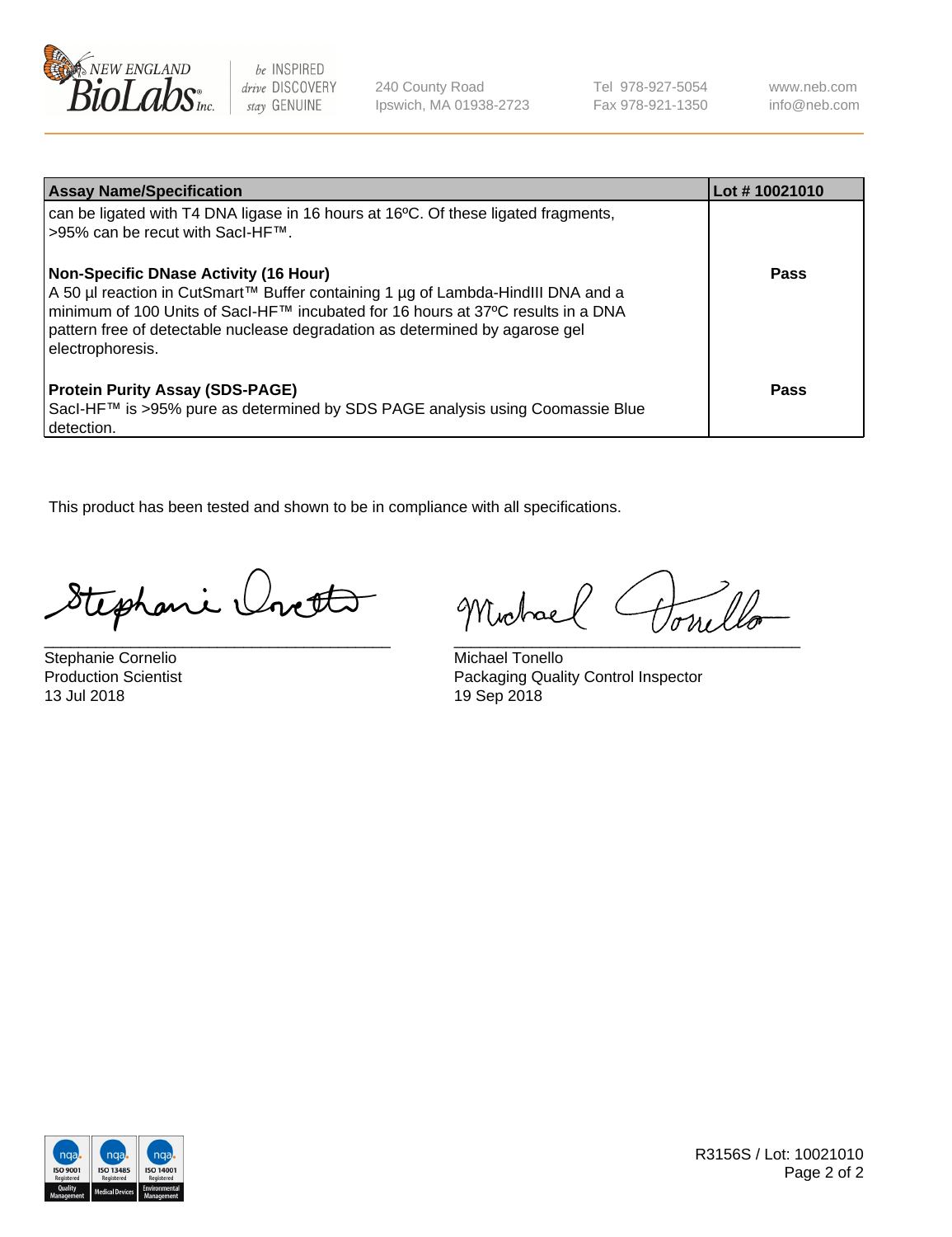| Assay Name/Specification | Lot # 10021010 |
|---|---|
| can be ligated with T4 DNA ligase in 16 hours at 16ºC. Of these ligated fragments, >95% can be recut with SacI-HF™. | |
| **Non-Specific DNase Activity (16 Hour)**<br>A 50 µl reaction in CutSmart™ Buffer containing 1 µg of Lambda-HindIII DNA and a minimum of 100 Units of SacI-HF™ incubated for 16 hours at 37ºC results in a DNA pattern free of detectable nuclease degradation as determined by agarose gel electrophoresis. | **Pass** |
| **Protein Purity Assay (SDS-PAGE)**<br>SacI-HF™ is >95% pure as determined by SDS PAGE analysis using Coomassie Blue detection. | **Pass** |

This product has been tested and shown to be in compliance with all specifications.

Stephanie Cornelio
Production Scientist
13 Jul 2018

Michael Tonello
Packaging Quality Control Inspector
19 Sep 2018

R3156S / Lot: 10021010